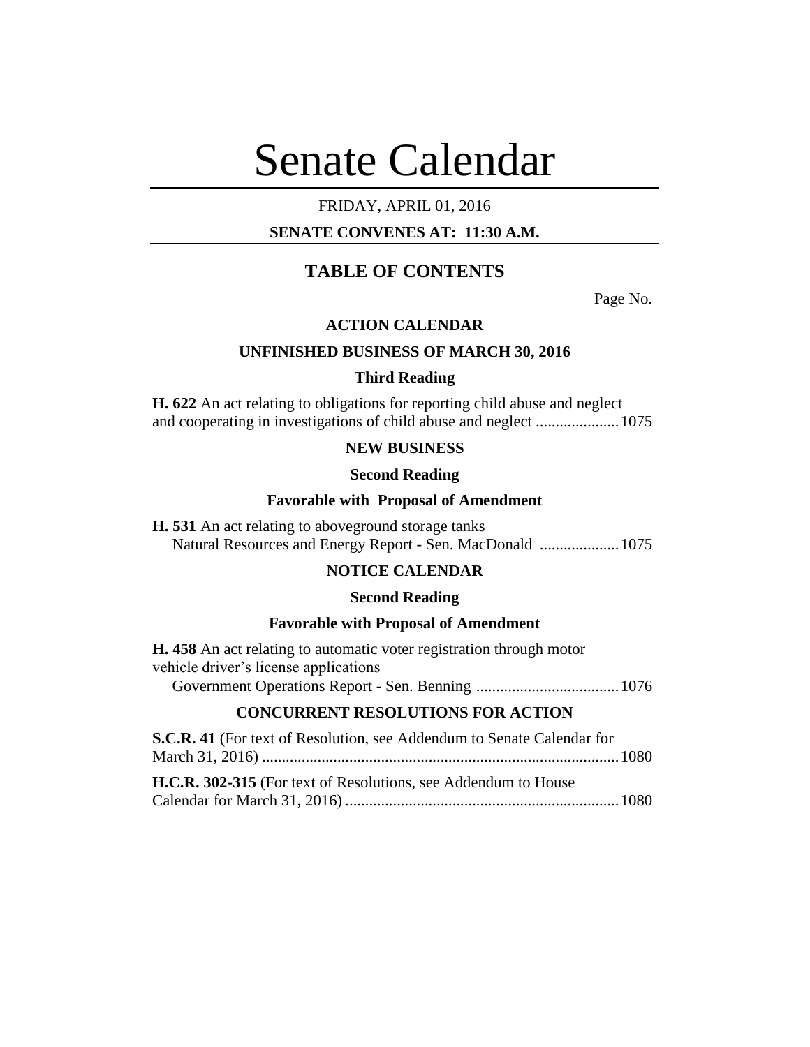# Senate Calendar

FRIDAY, APRIL 01, 2016

**SENATE CONVENES AT: 11:30 A.M.**

## TABLE OF CONTENTS

Page No.

### ACTION CALENDAR

### UNFINISHED BUSINESS OF MARCH 30, 2016

#### Third Reading

**H. 622** An act relating to obligations for reporting child abuse and neglect and cooperating in investigations of child abuse and neglect .....................1075

### NEW BUSINESS

#### Second Reading

#### Favorable with Proposal of Amendment

**H. 531** An act relating to aboveground storage tanks
Natural Resources and Energy Report - Sen. MacDonald ....................1075

### NOTICE CALENDAR

#### Second Reading

#### Favorable with Proposal of Amendment

**H. 458** An act relating to automatic voter registration through motor vehicle driver's license applications
Government Operations Report - Sen. Benning ....................................1076

### CONCURRENT RESOLUTIONS FOR ACTION

**S.C.R. 41** (For text of Resolution, see Addendum to Senate Calendar for March 31, 2016) ..........................................................................................1080

**H.C.R. 302-315** (For text of Resolutions, see Addendum to House Calendar for March 31, 2016) .....................................................................1080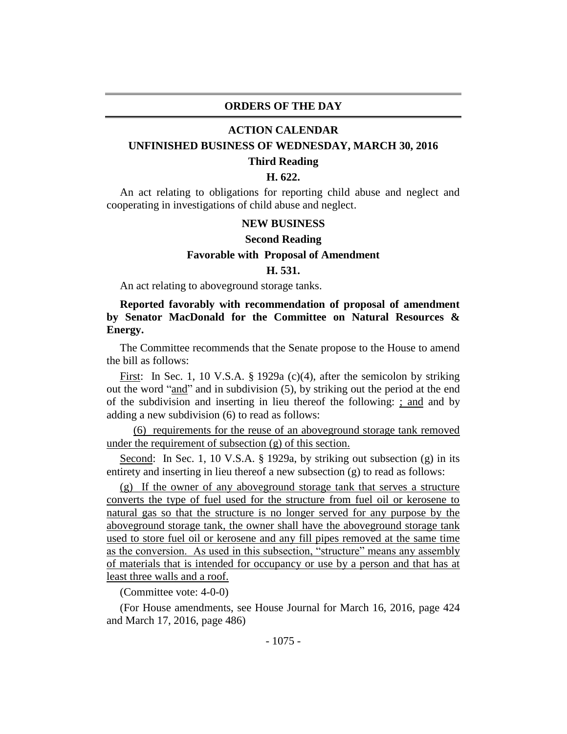# ORDERS OF THE DAY

## ACTION CALENDAR

### UNFINISHED BUSINESS OF WEDNESDAY, MARCH 30, 2016

**Third Reading**

**H. 622.**

An act relating to obligations for reporting child abuse and neglect and cooperating in investigations of child abuse and neglect.

### NEW BUSINESS

**Second Reading**

**Favorable with Proposal of Amendment**

**H. 531.**

An act relating to aboveground storage tanks.

**Reported favorably with recommendation of proposal of amendment by Senator MacDonald for the Committee on Natural Resources & Energy.**

The Committee recommends that the Senate propose to the House to amend the bill as follows:

First: In Sec. 1, 10 V.S.A. § 1929a (c)(4), after the semicolon by striking out the word "and" and in subdivision (5), by striking out the period at the end of the subdivision and inserting in lieu thereof the following: ; and and by adding a new subdivision (6) to read as follows:

(6) requirements for the reuse of an aboveground storage tank removed under the requirement of subsection (g) of this section.

Second: In Sec. 1, 10 V.S.A. § 1929a, by striking out subsection (g) in its entirety and inserting in lieu thereof a new subsection (g) to read as follows:

(g) If the owner of any aboveground storage tank that serves a structure converts the type of fuel used for the structure from fuel oil or kerosene to natural gas so that the structure is no longer served for any purpose by the aboveground storage tank, the owner shall have the aboveground storage tank used to store fuel oil or kerosene and any fill pipes removed at the same time as the conversion. As used in this subsection, "structure" means any assembly of materials that is intended for occupancy or use by a person and that has at least three walls and a roof.

(Committee vote: 4-0-0)

(For House amendments, see House Journal for March 16, 2016, page 424 and March 17, 2016, page 486)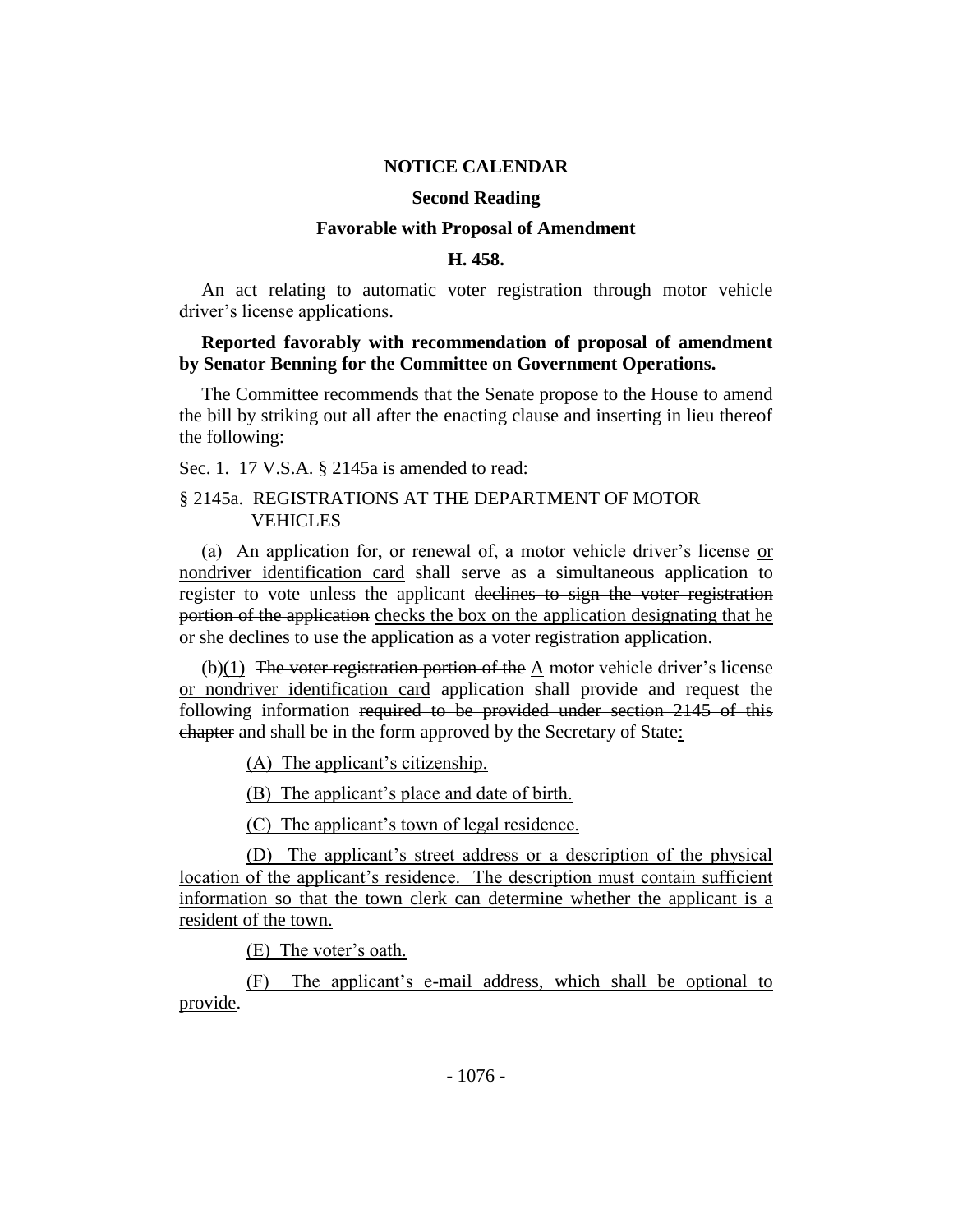**NOTICE CALENDAR**

**Second Reading**

**Favorable with Proposal of Amendment**

**H. 458.**

An act relating to automatic voter registration through motor vehicle driver's license applications.

**Reported favorably with recommendation of proposal of amendment by Senator Benning for the Committee on Government Operations.**

The Committee recommends that the Senate propose to the House to amend the bill by striking out all after the enacting clause and inserting in lieu thereof the following:

Sec. 1. 17 V.S.A. § 2145a is amended to read:

§ 2145a. REGISTRATIONS AT THE DEPARTMENT OF MOTOR VEHICLES

(a) An application for, or renewal of, a motor vehicle driver's license <u>or nondriver identification card</u> shall serve as a simultaneous application to register to vote unless the applicant ~~declines to sign the voter registration portion of the application~~ <u>checks the box on the application designating that he or she declines to use the application as a voter registration application</u>.

(b)<u>(1)</u> ~~The voter registration portion of the~~ <u>A</u> motor vehicle driver's license <u>or nondriver identification card</u> application shall provide and request the <u>following</u> information ~~required to be provided under section 2145 of this chapter~~ and shall be in the form approved by the Secretary of State<u>:</u>

<u>(A) The applicant's citizenship.</u>

<u>(B) The applicant's place and date of birth.</u>

<u>(C) The applicant's town of legal residence.</u>

<u>(D) The applicant's street address or a description of the physical location of the applicant's residence. The description must contain sufficient information so that the town clerk can determine whether the applicant is a resident of the town.</u>

<u>(E) The voter's oath.</u>

<u>(F) The applicant's e-mail address, which shall be optional to provide</u>.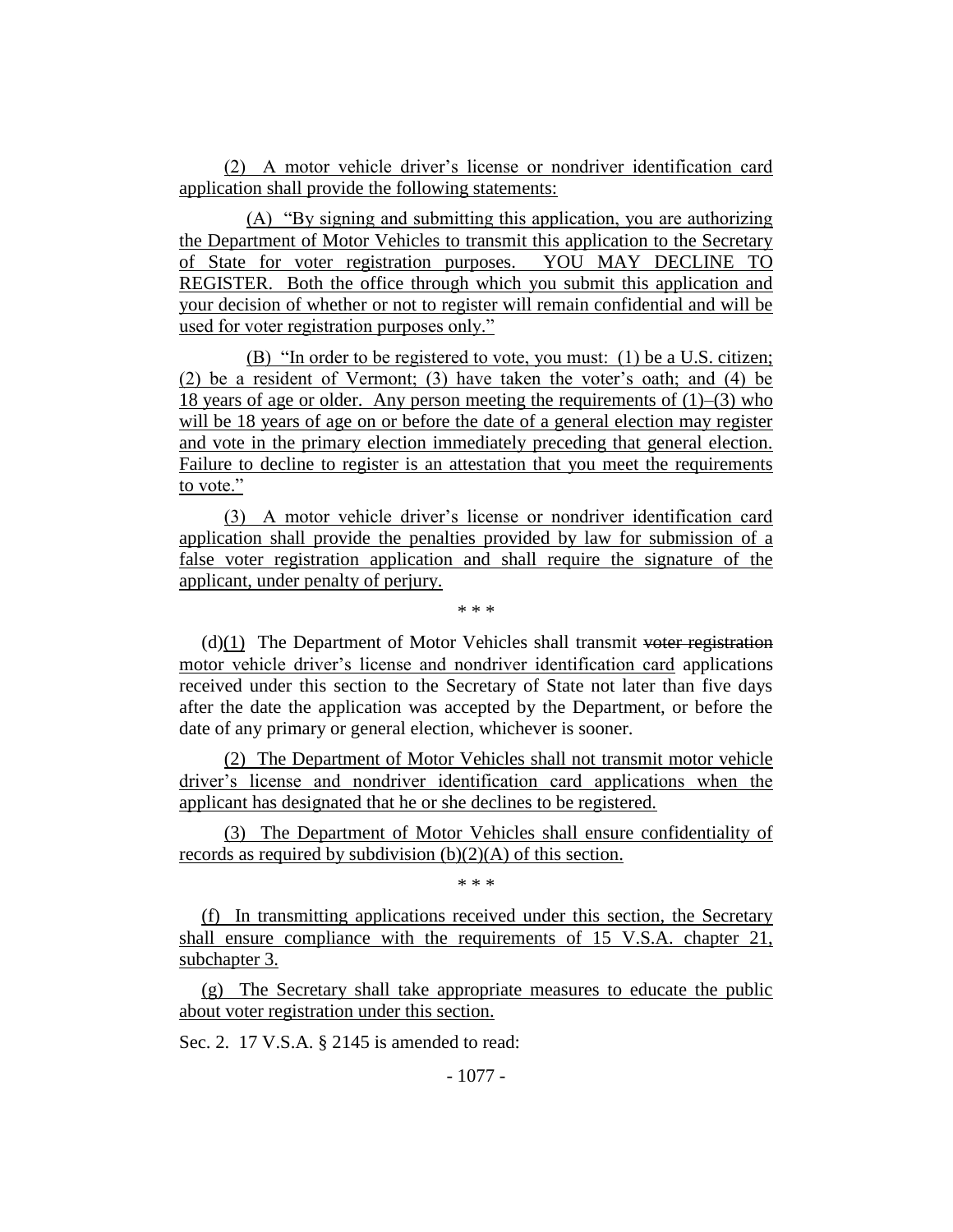(2) A motor vehicle driver's license or nondriver identification card application shall provide the following statements:

(A) "By signing and submitting this application, you are authorizing the Department of Motor Vehicles to transmit this application to the Secretary of State for voter registration purposes. YOU MAY DECLINE TO REGISTER. Both the office through which you submit this application and your decision of whether or not to register will remain confidential and will be used for voter registration purposes only."

(B) "In order to be registered to vote, you must: (1) be a U.S. citizen; (2) be a resident of Vermont; (3) have taken the voter's oath; and (4) be 18 years of age or older. Any person meeting the requirements of (1)–(3) who will be 18 years of age on or before the date of a general election may register and vote in the primary election immediately preceding that general election. Failure to decline to register is an attestation that you meet the requirements to vote."

(3) A motor vehicle driver's license or nondriver identification card application shall provide the penalties provided by law for submission of a false voter registration application and shall require the signature of the applicant, under penalty of perjury.

\* \* \*

(d)(1) The Department of Motor Vehicles shall transmit ~~voter registration~~ motor vehicle driver's license and nondriver identification card applications received under this section to the Secretary of State not later than five days after the date the application was accepted by the Department, or before the date of any primary or general election, whichever is sooner.

(2) The Department of Motor Vehicles shall not transmit motor vehicle driver's license and nondriver identification card applications when the applicant has designated that he or she declines to be registered.

(3) The Department of Motor Vehicles shall ensure confidentiality of records as required by subdivision (b)(2)(A) of this section.

\* \* \*

(f) In transmitting applications received under this section, the Secretary shall ensure compliance with the requirements of 15 V.S.A. chapter 21, subchapter 3.

(g) The Secretary shall take appropriate measures to educate the public about voter registration under this section.

Sec. 2. 17 V.S.A. § 2145 is amended to read: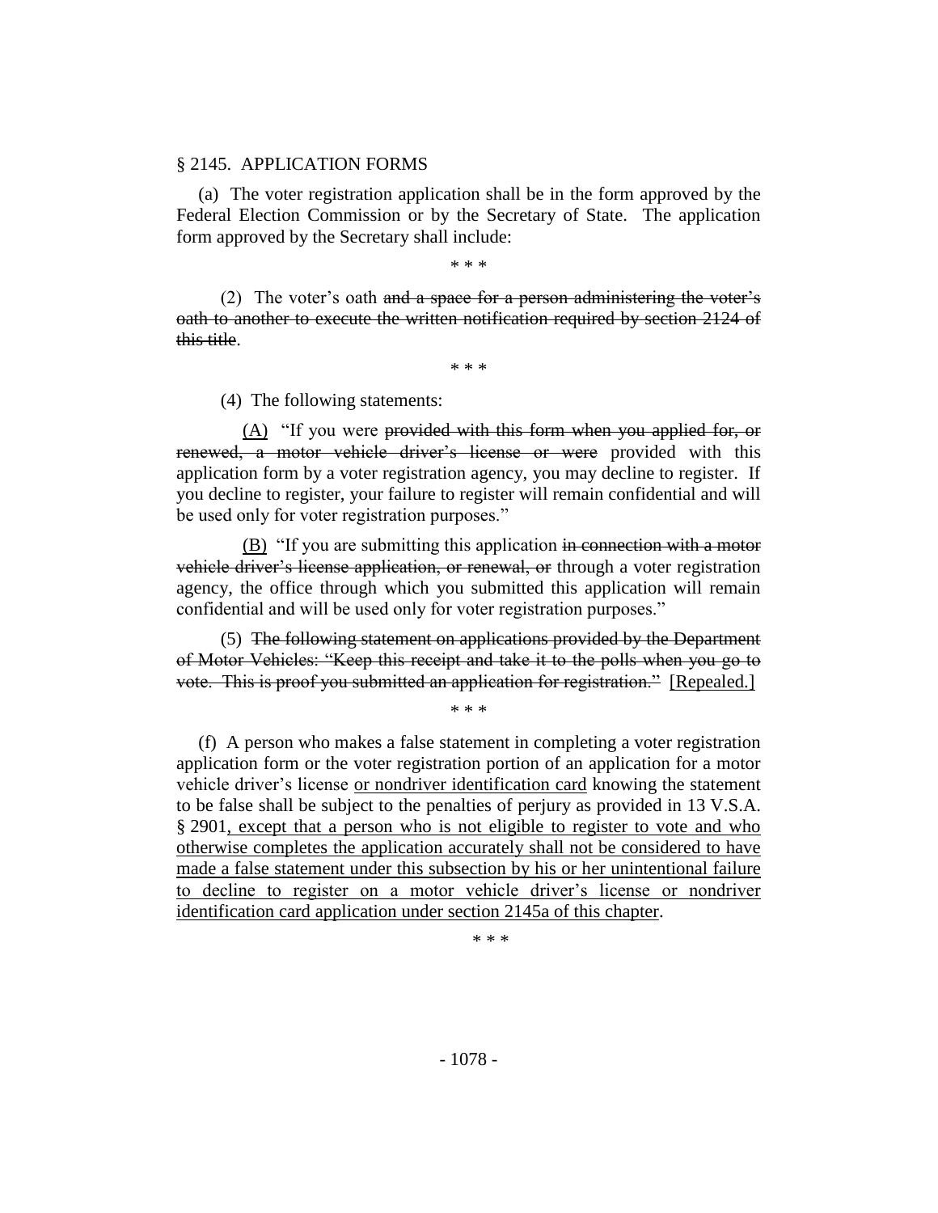§ 2145. APPLICATION FORMS

(a) The voter registration application shall be in the form approved by the Federal Election Commission or by the Secretary of State. The application form approved by the Secretary shall include:

\* \* \*

(2) The voter's oath ~~and a space for a person administering the voter's oath to another to execute the written notification required by section 2124 of this title~~.

\* \* \*

(4) The following statements:

<u>(A)</u> "If you were ~~provided with this form when you applied for, or renewed, a motor vehicle driver's license or were~~ provided with this application form by a voter registration agency, you may decline to register. If you decline to register, your failure to register will remain confidential and will be used only for voter registration purposes."

<u>(B)</u> "If you are submitting this application ~~in connection with a motor vehicle driver's license application, or renewal, or~~ through a voter registration agency, the office through which you submitted this application will remain confidential and will be used only for voter registration purposes."

(5) ~~The following statement on applications provided by the Department of Motor Vehicles: "Keep this receipt and take it to the polls when you go to vote. This is proof you submitted an application for registration."~~ <u>[Repealed.]</u>

\* \* \*

(f) A person who makes a false statement in completing a voter registration application form or the voter registration portion of an application for a motor vehicle driver's license <u>or nondriver identification card</u> knowing the statement to be false shall be subject to the penalties of perjury as provided in 13 V.S.A. § 2901<u>, except that a person who is not eligible to register to vote and who otherwise completes the application accurately shall not be considered to have made a false statement under this subsection by his or her unintentional failure to decline to register on a motor vehicle driver's license or nondriver identification card application under section 2145a of this chapter</u>.

\* \* \*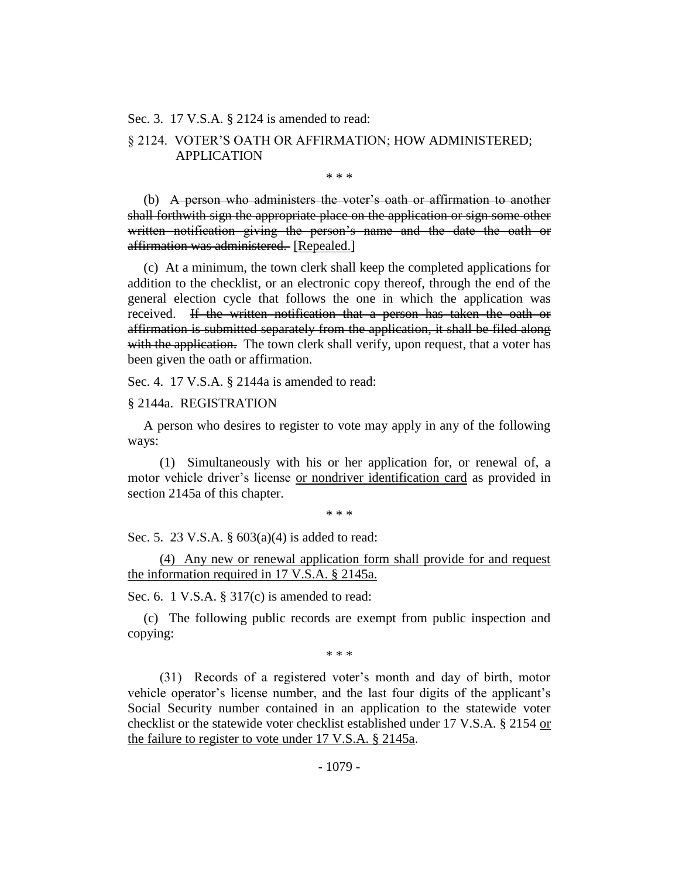Sec. 3. 17 V.S.A. § 2124 is amended to read:

§ 2124. VOTER'S OATH OR AFFIRMATION; HOW ADMINISTERED; APPLICATION

\* \* \*

(b) ~~A person who administers the voter's oath or affirmation to another shall forthwith sign the appropriate place on the application or sign some other written notification giving the person's name and the date the oath or affirmation was administered.~~ <u>[Repealed.]</u>

(c) At a minimum, the town clerk shall keep the completed applications for addition to the checklist, or an electronic copy thereof, through the end of the general election cycle that follows the one in which the application was received. ~~If the written notification that a person has taken the oath or affirmation is submitted separately from the application, it shall be filed along with the application.~~ The town clerk shall verify, upon request, that a voter has been given the oath or affirmation.

Sec. 4. 17 V.S.A. § 2144a is amended to read:

§ 2144a. REGISTRATION

A person who desires to register to vote may apply in any of the following ways:

(1) Simultaneously with his or her application for, or renewal of, a motor vehicle driver's license <u>or nondriver identification card</u> as provided in section 2145a of this chapter.

\* \* \*

Sec. 5. 23 V.S.A. § 603(a)(4) is added to read:

<u>(4) Any new or renewal application form shall provide for and request the information required in 17 V.S.A. § 2145a.</u>

Sec. 6. 1 V.S.A. § 317(c) is amended to read:

(c) The following public records are exempt from public inspection and copying:

\* \* \*

(31) Records of a registered voter's month and day of birth, motor vehicle operator's license number, and the last four digits of the applicant's Social Security number contained in an application to the statewide voter checklist or the statewide voter checklist established under 17 V.S.A. § 2154 <u>or the failure to register to vote under 17 V.S.A. § 2145a</u>.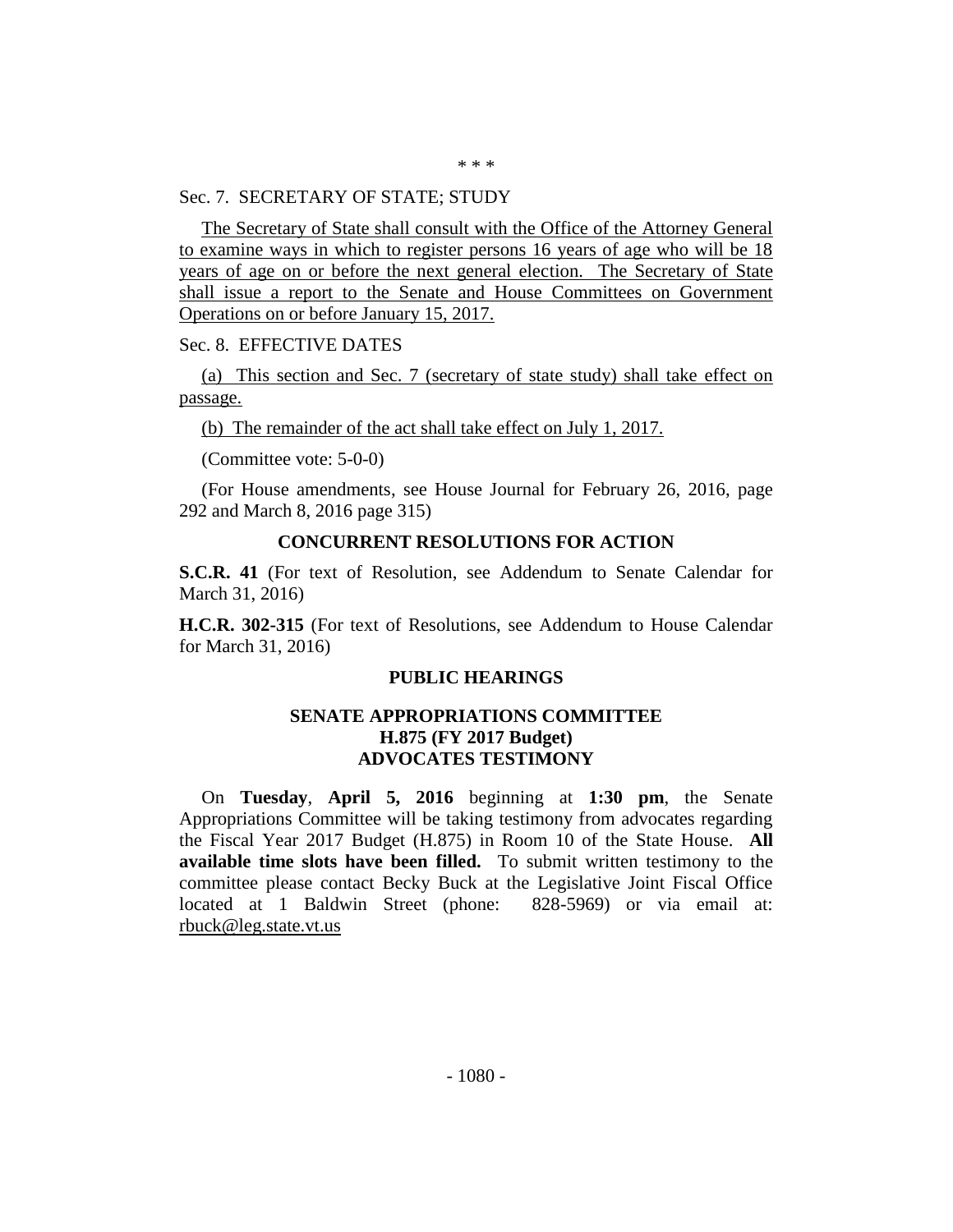\* \* \*

Sec. 7. SECRETARY OF STATE; STUDY

<u>The Secretary of State shall consult with the Office of the Attorney General to examine ways in which to register persons 16 years of age who will be 18 years of age on or before the next general election. The Secretary of State shall issue a report to the Senate and House Committees on Government Operations on or before January 15, 2017.</u>

Sec. 8. EFFECTIVE DATES

<u>(a) This section and Sec. 7 (secretary of state study) shall take effect on passage.</u>

<u>(b) The remainder of the act shall take effect on July 1, 2017.</u>

(Committee vote: 5-0-0)

(For House amendments, see House Journal for February 26, 2016, page 292 and March 8, 2016 page 315)

## CONCURRENT RESOLUTIONS FOR ACTION

**S.C.R. 41** (For text of Resolution, see Addendum to Senate Calendar for March 31, 2016)

**H.C.R. 302-315** (For text of Resolutions, see Addendum to House Calendar for March 31, 2016)

## PUBLIC HEARINGS

### SENATE APPROPRIATIONS COMMITTEE
### H.875 (FY 2017 Budget)
### ADVOCATES TESTIMONY

On **Tuesday**, **April 5, 2016** beginning at **1:30 pm**, the Senate Appropriations Committee will be taking testimony from advocates regarding the Fiscal Year 2017 Budget (H.875) in Room 10 of the State House. **All available time slots have been filled.** To submit written testimony to the committee please contact Becky Buck at the Legislative Joint Fiscal Office located at 1 Baldwin Street (phone: 828-5969) or via email at: rbuck@leg.state.vt.us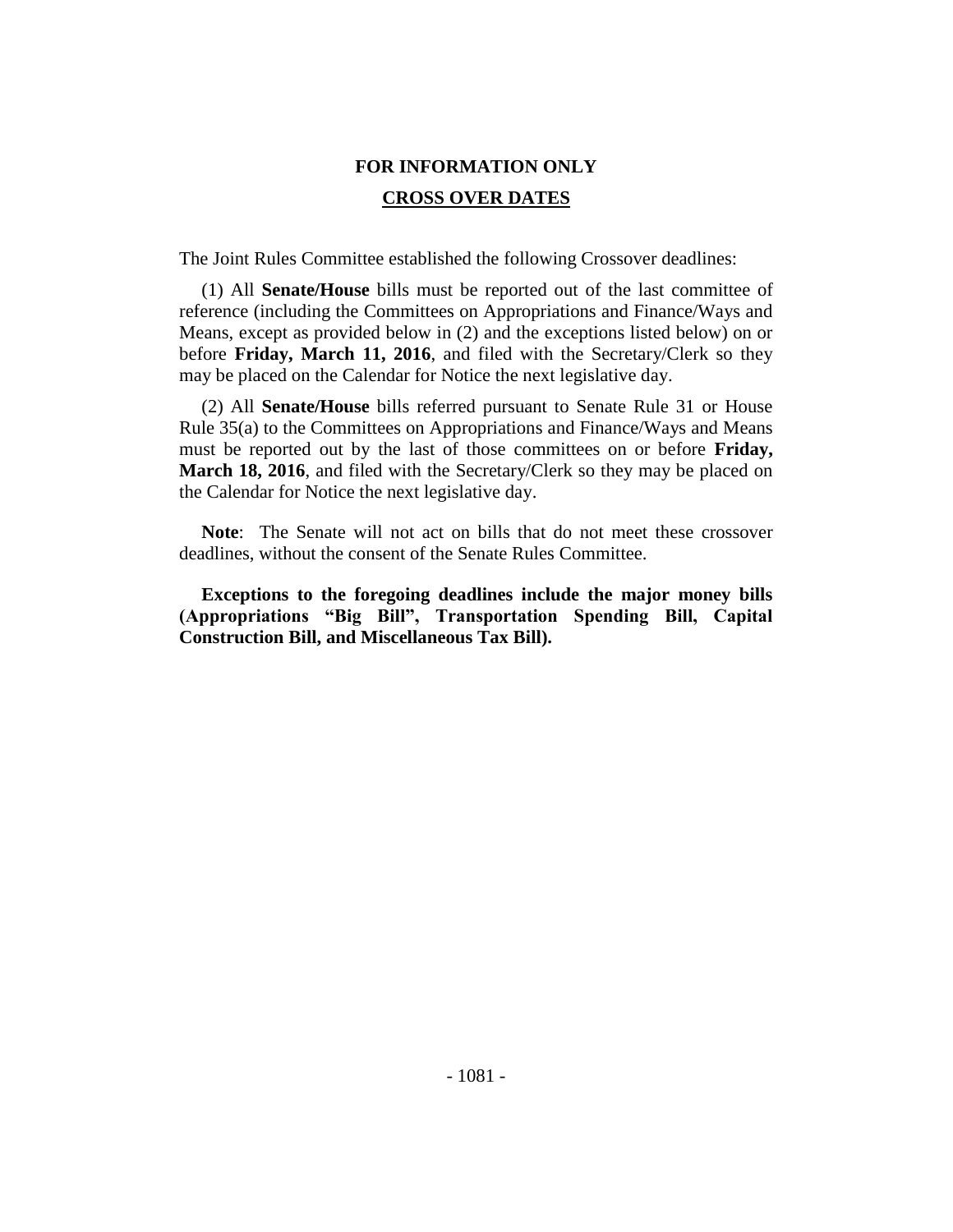## FOR INFORMATION ONLY

## CROSS OVER DATES

The Joint Rules Committee established the following Crossover deadlines:

(1) All **Senate/House** bills must be reported out of the last committee of reference (including the Committees on Appropriations and Finance/Ways and Means, except as provided below in (2) and the exceptions listed below) on or before **Friday, March 11, 2016**, and filed with the Secretary/Clerk so they may be placed on the Calendar for Notice the next legislative day.

(2) All **Senate/House** bills referred pursuant to Senate Rule 31 or House Rule 35(a) to the Committees on Appropriations and Finance/Ways and Means must be reported out by the last of those committees on or before **Friday, March 18, 2016**, and filed with the Secretary/Clerk so they may be placed on the Calendar for Notice the next legislative day.

**Note**: The Senate will not act on bills that do not meet these crossover deadlines, without the consent of the Senate Rules Committee.

**Exceptions to the foregoing deadlines include the major money bills (Appropriations "Big Bill", Transportation Spending Bill, Capital Construction Bill, and Miscellaneous Tax Bill).**